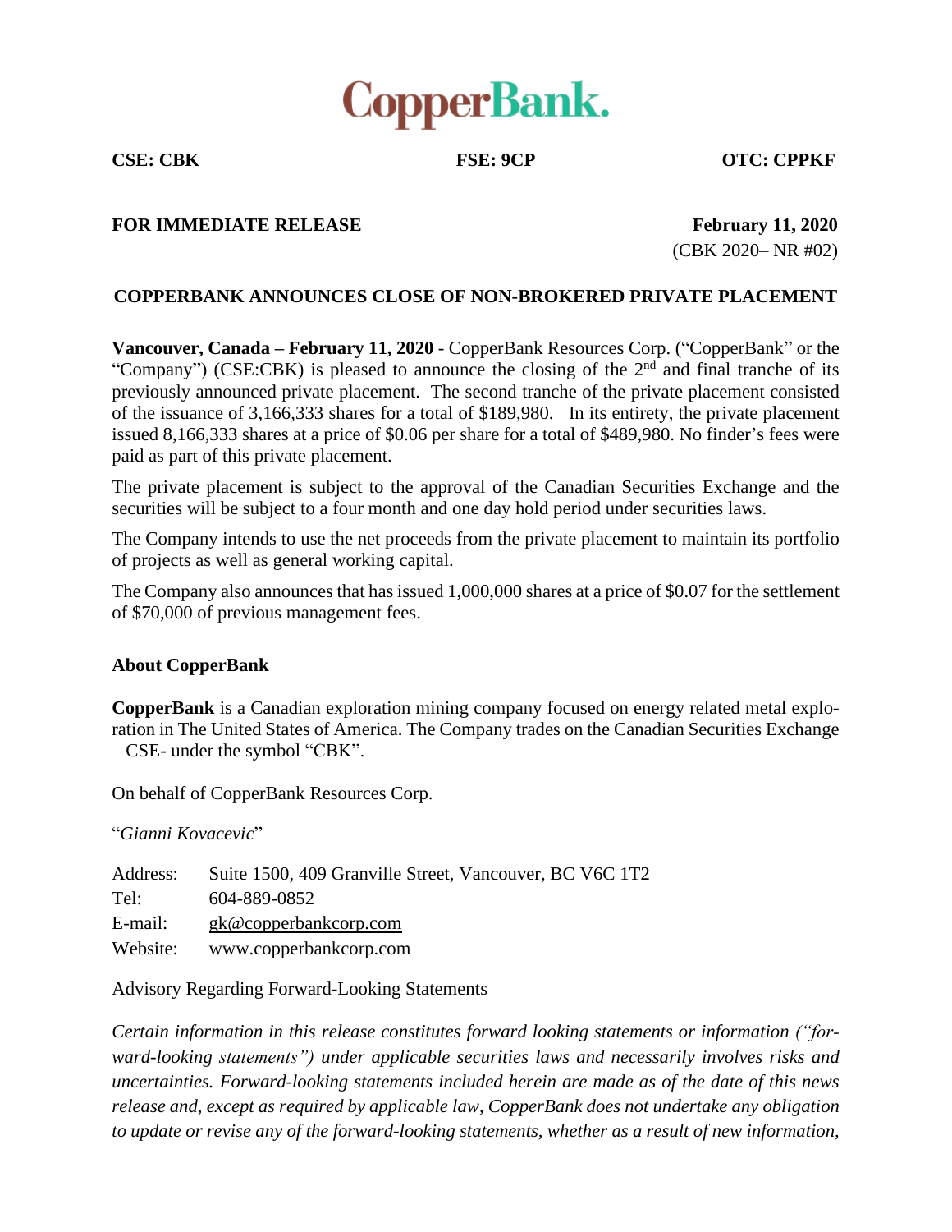# CopperBank.

**CSE: CBK** **FSE: 9CP** **OTC: CPPKF**

**FOR IMMEDIATE RELEASE** **February 11, 2020**

(CBK 2020– NR #02)

## COPPERBANK ANNOUNCES CLOSE OF NON-BROKERED PRIVATE PLACEMENT

**Vancouver, Canada – February 11, 2020** - CopperBank Resources Corp. ("CopperBank" or the "Company") (CSE:CBK) is pleased to announce the closing of the 2nd and final tranche of its previously announced private placement. The second tranche of the private placement consisted of the issuance of 3,166,333 shares for a total of $189,980. In its entirety, the private placement issued 8,166,333 shares at a price of $0.06 per share for a total of $489,980. No finder's fees were paid as part of this private placement.

The private placement is subject to the approval of the Canadian Securities Exchange and the securities will be subject to a four month and one day hold period under securities laws.

The Company intends to use the net proceeds from the private placement to maintain its portfolio of projects as well as general working capital.

The Company also announces that has issued 1,000,000 shares at a price of $0.07 for the settlement of $70,000 of previous management fees.

### About CopperBank

**CopperBank** is a Canadian exploration mining company focused on energy related metal exploration in The United States of America. The Company trades on the Canadian Securities Exchange – CSE- under the symbol "CBK".

On behalf of CopperBank Resources Corp.

"*Gianni Kovacevic*"

Address: Suite 1500, 409 Granville Street, Vancouver, BC V6C 1T2
Tel: 604-889-0852
E-mail: gk@copperbankcorp.com
Website: www.copperbankcorp.com

Advisory Regarding Forward-Looking Statements

*Certain information in this release constitutes forward looking statements or information ("forward-looking statements") under applicable securities laws and necessarily involves risks and uncertainties. Forward-looking statements included herein are made as of the date of this news release and, except as required by applicable law, CopperBank does not undertake any obligation to update or revise any of the forward-looking statements, whether as a result of new information,*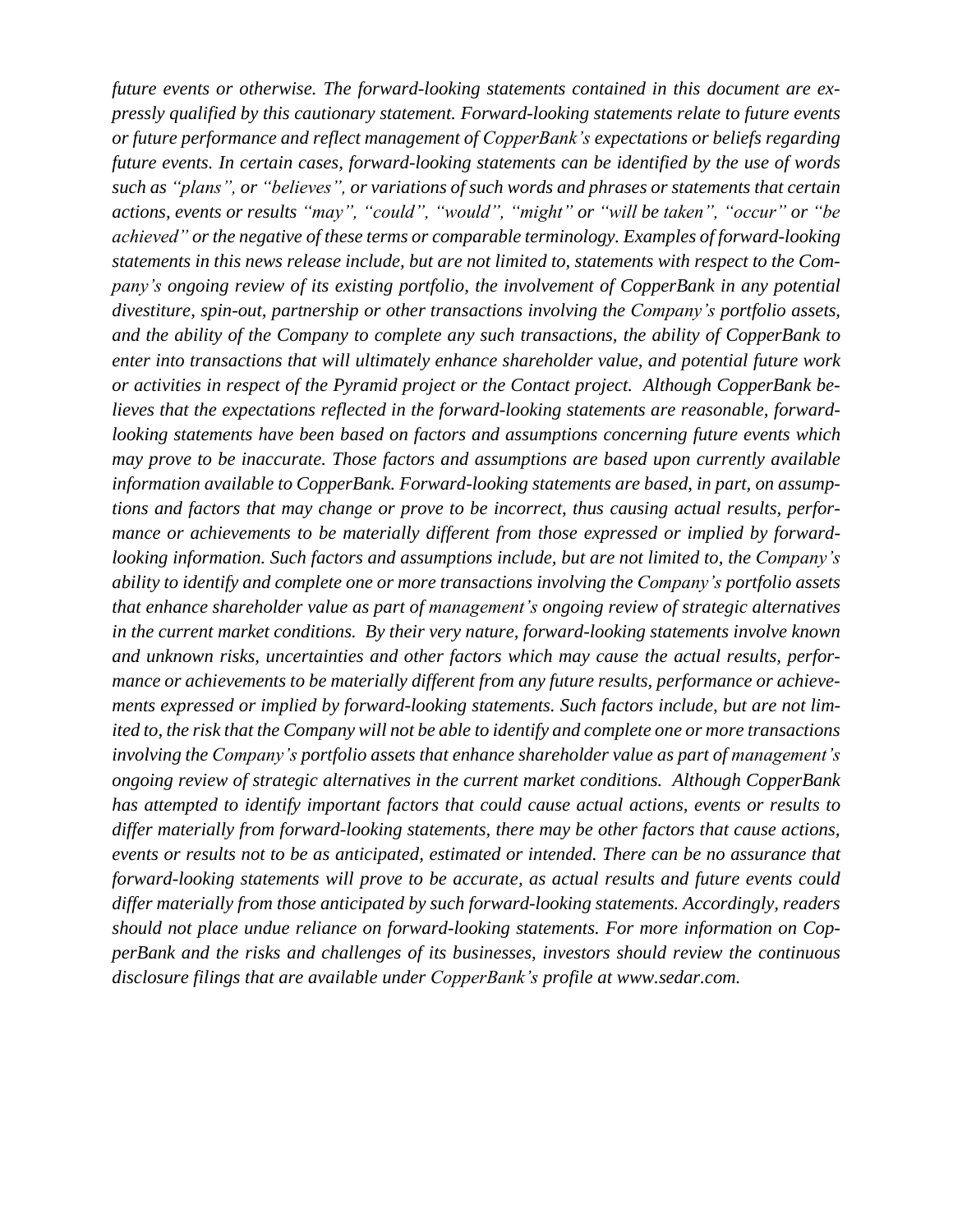*future events or otherwise. The forward-looking statements contained in this document are expressly qualified by this cautionary statement. Forward-looking statements relate to future events or future performance and reflect management of CopperBank's expectations or beliefs regarding future events. In certain cases, forward-looking statements can be identified by the use of words such as "plans", or "believes", or variations of such words and phrases or statements that certain actions, events or results "may", "could", "would", "might" or "will be taken", "occur" or "be achieved" or the negative of these terms or comparable terminology. Examples of forward-looking statements in this news release include, but are not limited to, statements with respect to the Company's ongoing review of its existing portfolio, the involvement of CopperBank in any potential divestiture, spin-out, partnership or other transactions involving the Company's portfolio assets, and the ability of the Company to complete any such transactions, the ability of CopperBank to enter into transactions that will ultimately enhance shareholder value, and potential future work or activities in respect of the Pyramid project or the Contact project. Although CopperBank believes that the expectations reflected in the forward-looking statements are reasonable, forward-looking statements have been based on factors and assumptions concerning future events which may prove to be inaccurate. Those factors and assumptions are based upon currently available information available to CopperBank. Forward-looking statements are based, in part, on assumptions and factors that may change or prove to be incorrect, thus causing actual results, performance or achievements to be materially different from those expressed or implied by forward-looking information. Such factors and assumptions include, but are not limited to, the Company's ability to identify and complete one or more transactions involving the Company's portfolio assets that enhance shareholder value as part of management's ongoing review of strategic alternatives in the current market conditions. By their very nature, forward-looking statements involve known and unknown risks, uncertainties and other factors which may cause the actual results, performance or achievements to be materially different from any future results, performance or achievements expressed or implied by forward-looking statements. Such factors include, but are not limited to, the risk that the Company will not be able to identify and complete one or more transactions involving the Company's portfolio assets that enhance shareholder value as part of management's ongoing review of strategic alternatives in the current market conditions. Although CopperBank has attempted to identify important factors that could cause actual actions, events or results to differ materially from forward-looking statements, there may be other factors that cause actions, events or results not to be as anticipated, estimated or intended. There can be no assurance that forward-looking statements will prove to be accurate, as actual results and future events could differ materially from those anticipated by such forward-looking statements. Accordingly, readers should not place undue reliance on forward-looking statements. For more information on CopperBank and the risks and challenges of its businesses, investors should review the continuous disclosure filings that are available under CopperBank's profile at www.sedar.com.*